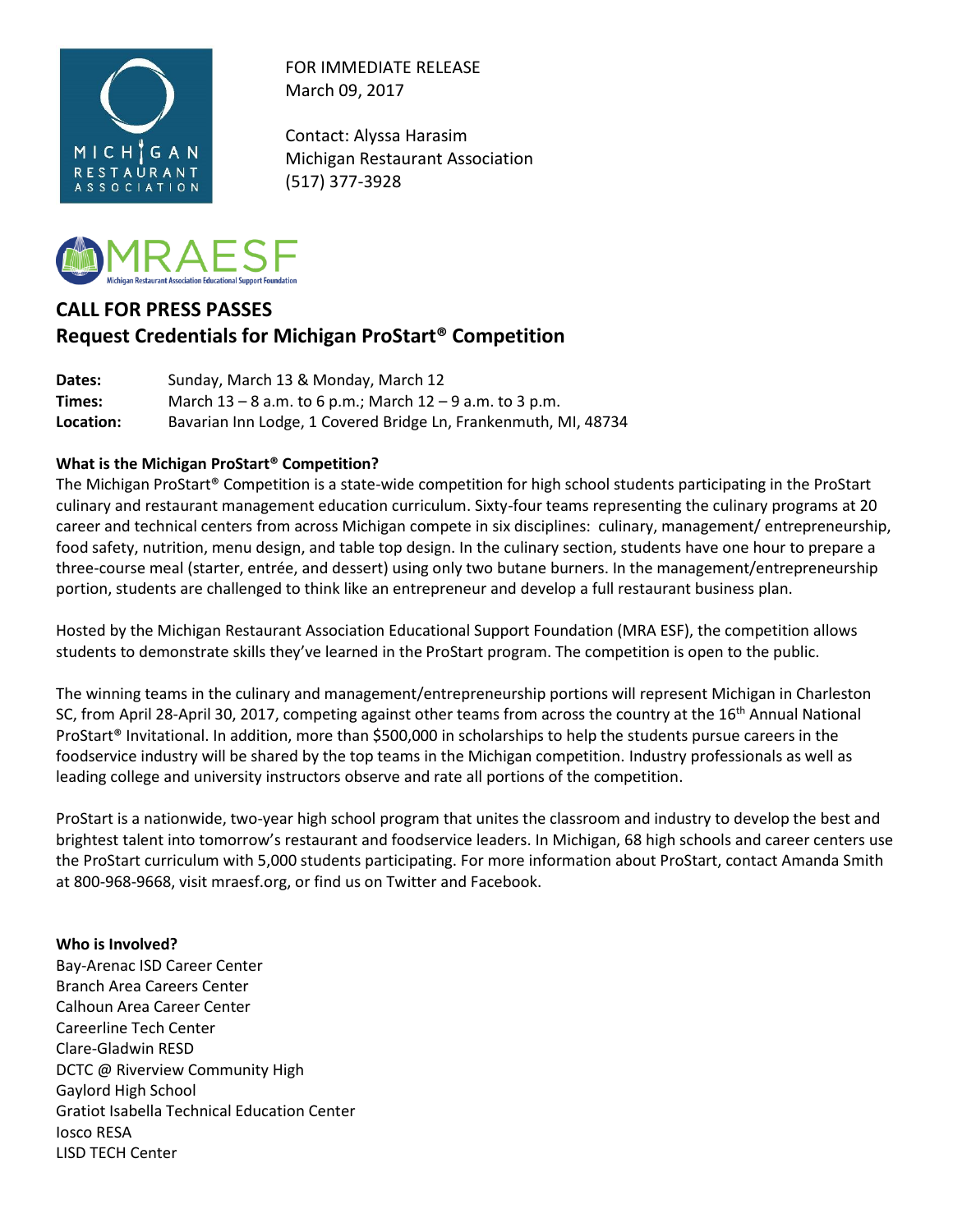FOR IMMEDIATE RELEASE
March 09, 2017

Contact: Alyssa Harasim
Michigan Restaurant Association
(517) 377-3928

## CALL FOR PRESS PASSES
## Request Credentials for Michigan ProStart® Competition

| | |
|---|---|
| **Dates:** | Sunday, March 13 & Monday, March 12 |
| **Times:** | March 13 – 8 a.m. to 6 p.m.; March 12 – 9 a.m. to 3 p.m. |
| **Location:** | Bavarian Inn Lodge, 1 Covered Bridge Ln, Frankenmuth, MI, 48734 |

**What is the Michigan ProStart® Competition?**

The Michigan ProStart® Competition is a state-wide competition for high school students participating in the ProStart culinary and restaurant management education curriculum. Sixty-four teams representing the culinary programs at 20 career and technical centers from across Michigan compete in six disciplines: culinary, management/ entrepreneurship, food safety, nutrition, menu design, and table top design. In the culinary section, students have one hour to prepare a three-course meal (starter, entrée, and dessert) using only two butane burners. In the management/entrepreneurship portion, students are challenged to think like an entrepreneur and develop a full restaurant business plan.

Hosted by the Michigan Restaurant Association Educational Support Foundation (MRA ESF), the competition allows students to demonstrate skills they've learned in the ProStart program. The competition is open to the public.

The winning teams in the culinary and management/entrepreneurship portions will represent Michigan in Charleston SC, from April 28-April 30, 2017, competing against other teams from across the country at the 16th Annual National ProStart® Invitational. In addition, more than $500,000 in scholarships to help the students pursue careers in the foodservice industry will be shared by the top teams in the Michigan competition. Industry professionals as well as leading college and university instructors observe and rate all portions of the competition.

ProStart is a nationwide, two-year high school program that unites the classroom and industry to develop the best and brightest talent into tomorrow's restaurant and foodservice leaders. In Michigan, 68 high schools and career centers use the ProStart curriculum with 5,000 students participating. For more information about ProStart, contact Amanda Smith at 800-968-9668, visit mraesf.org, or find us on Twitter and Facebook.

**Who is Involved?**

Bay-Arenac ISD Career Center
Branch Area Careers Center
Calhoun Area Career Center
Careerline Tech Center
Clare-Gladwin RESD
DCTC @ Riverview Community High
Gaylord High School
Gratiot Isabella Technical Education Center
Iosco RESA
LISD TECH Center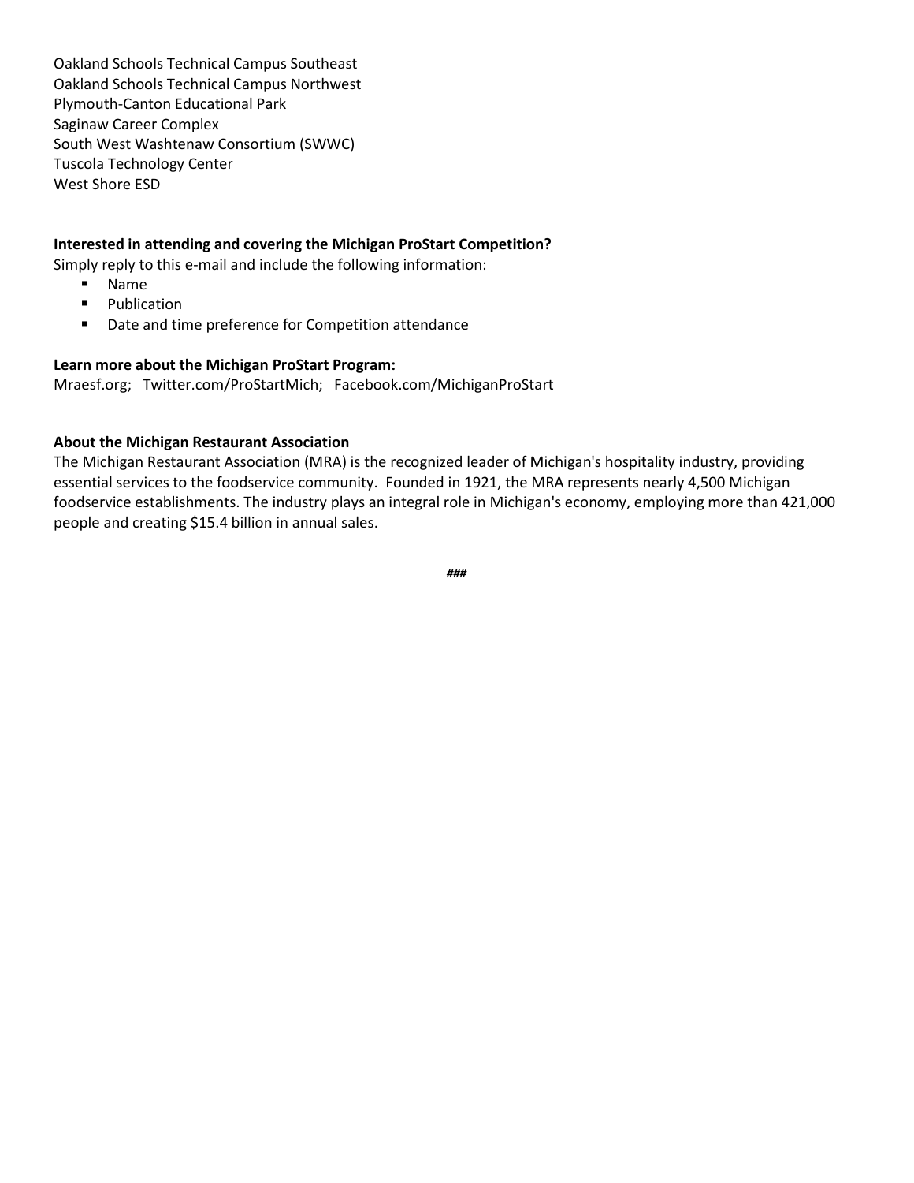Oakland Schools Technical Campus Southeast
Oakland Schools Technical Campus Northwest
Plymouth-Canton Educational Park
Saginaw Career Complex
South West Washtenaw Consortium (SWWC)
Tuscola Technology Center
West Shore ESD

**Interested in attending and covering the Michigan ProStart Competition?**
Simply reply to this e-mail and include the following information:

- Name
- Publication
- Date and time preference for Competition attendance

**Learn more about the Michigan ProStart Program:**
Mraesf.org; Twitter.com/ProStartMich; Facebook.com/MichiganProStart

**About the Michigan Restaurant Association**
The Michigan Restaurant Association (MRA) is the recognized leader of Michigan's hospitality industry, providing essential services to the foodservice community. Founded in 1921, the MRA represents nearly 4,500 Michigan foodservice establishments. The industry plays an integral role in Michigan's economy, employing more than 421,000 people and creating $15.4 billion in annual sales.

***###***